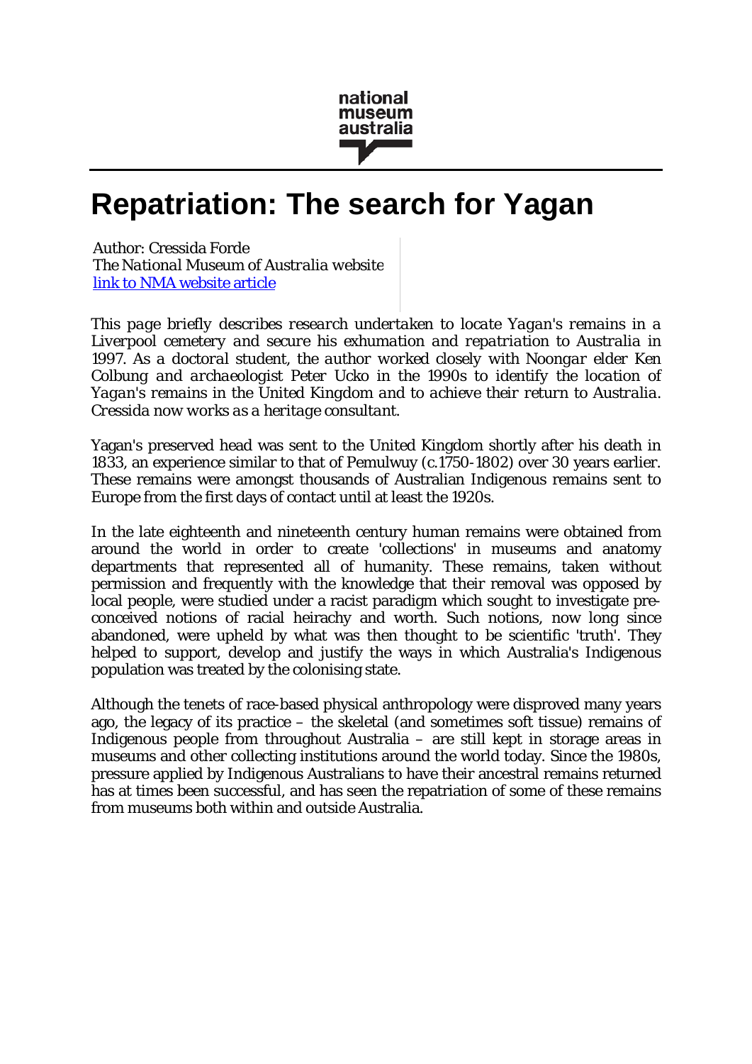national museum australia

# Repatriation: The search for Yagan

Author: Cressida Forde
*The National Museum of Australia website*
[link to NMA website article]

*This page briefly describes research undertaken to locate Yagan's remains in a Liverpool cemetery and secure his exhumation and repatriation to Australia in 1997. As a doctoral student, the author worked closely with Noongar elder Ken Colbung and archaeologist Peter Ucko in the 1990s to identify the location of Yagan's remains in the United Kingdom and to achieve their return to Australia. Cressida now works as a heritage consultant.*

Yagan's preserved head was sent to the United Kingdom shortly after his death in 1833, an experience similar to that of Pemulwuy (c.1750-1802) over 30 years earlier. These remains were amongst thousands of Australian Indigenous remains sent to Europe from the first days of contact until at least the 1920s.

In the late eighteenth and nineteenth century human remains were obtained from around the world in order to create 'collections' in museums and anatomy departments that represented all of humanity. These remains, taken without permission and frequently with the knowledge that their removal was opposed by local people, were studied under a racist paradigm which sought to investigate pre-conceived notions of racial heirachy and worth. Such notions, now long since abandoned, were upheld by what was then thought to be scientific 'truth'. They helped to support, develop and justify the ways in which Australia's Indigenous population was treated by the colonising state.

Although the tenets of race-based physical anthropology were disproved many years ago, the legacy of its practice – the skeletal (and sometimes soft tissue) remains of Indigenous people from throughout Australia – are still kept in storage areas in museums and other collecting institutions around the world today. Since the 1980s, pressure applied by Indigenous Australians to have their ancestral remains returned has at times been successful, and has seen the repatriation of some of these remains from museums both within and outside Australia.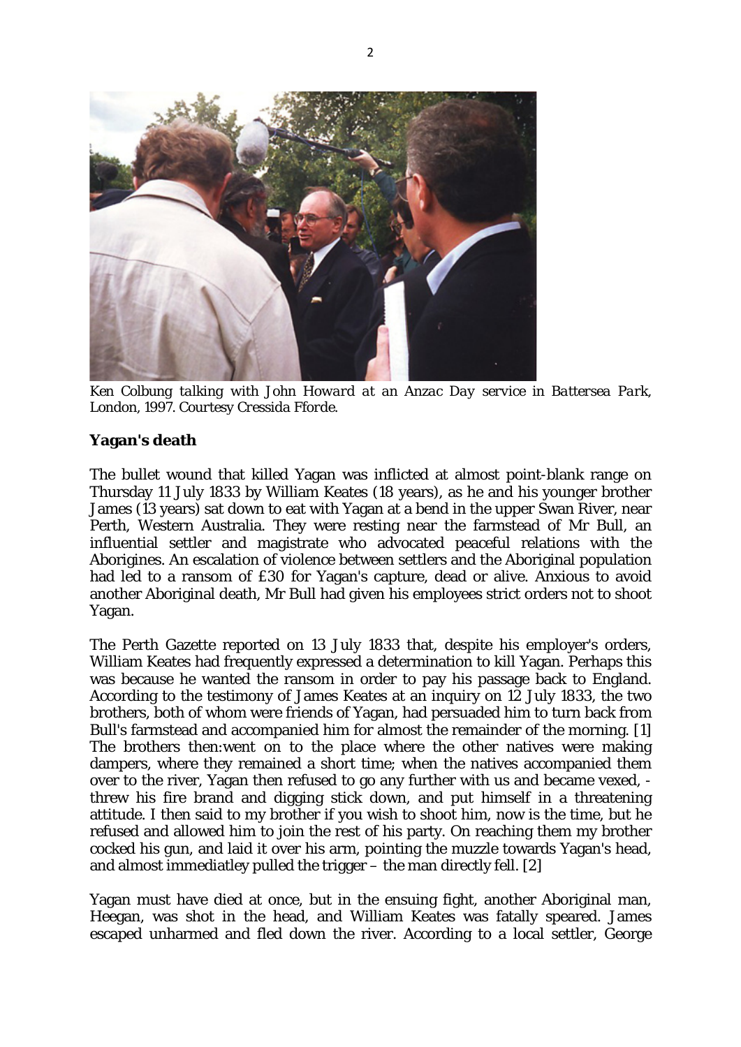*Ken Colbung talking with John Howard at an Anzac Day service in Battersea Park, London, 1997. Courtesy Cressida Fforde.*

**Yagan's death**

The bullet wound that killed Yagan was inflicted at almost point-blank range on Thursday 11 July 1833 by William Keates (18 years), as he and his younger brother James (13 years) sat down to eat with Yagan at a bend in the upper Swan River, near Perth, Western Australia. They were resting near the farmstead of Mr Bull, an influential settler and magistrate who advocated peaceful relations with the Aborigines. An escalation of violence between settlers and the Aboriginal population had led to a ransom of £30 for Yagan's capture, dead or alive. Anxious to avoid another Aboriginal death, Mr Bull had given his employees strict orders not to shoot Yagan.

The Perth Gazette reported on 13 July 1833 that, despite his employer's orders, William Keates had frequently expressed a determination to kill Yagan. Perhaps this was because he wanted the ransom in order to pay his passage back to England. According to the testimony of James Keates at an inquiry on 12 July 1833, the two brothers, both of whom were friends of Yagan, had persuaded him to turn back from Bull's farmstead and accompanied him for almost the remainder of the morning. [1] The brothers then:went on to the place where the other natives were making dampers, where they remained a short time; when the natives accompanied them over to the river, Yagan then refused to go any further with us and became vexed, - threw his fire brand and digging stick down, and put himself in a threatening attitude. I then said to my brother if you wish to shoot him, now is the time, but he refused and allowed him to join the rest of his party. On reaching them my brother cocked his gun, and laid it over his arm, pointing the muzzle towards Yagan's head, and almost immediatley pulled the trigger – the man directly fell. [2]

Yagan must have died at once, but in the ensuing fight, another Aboriginal man, Heegan, was shot in the head, and William Keates was fatally speared. James escaped unharmed and fled down the river. According to a local settler, George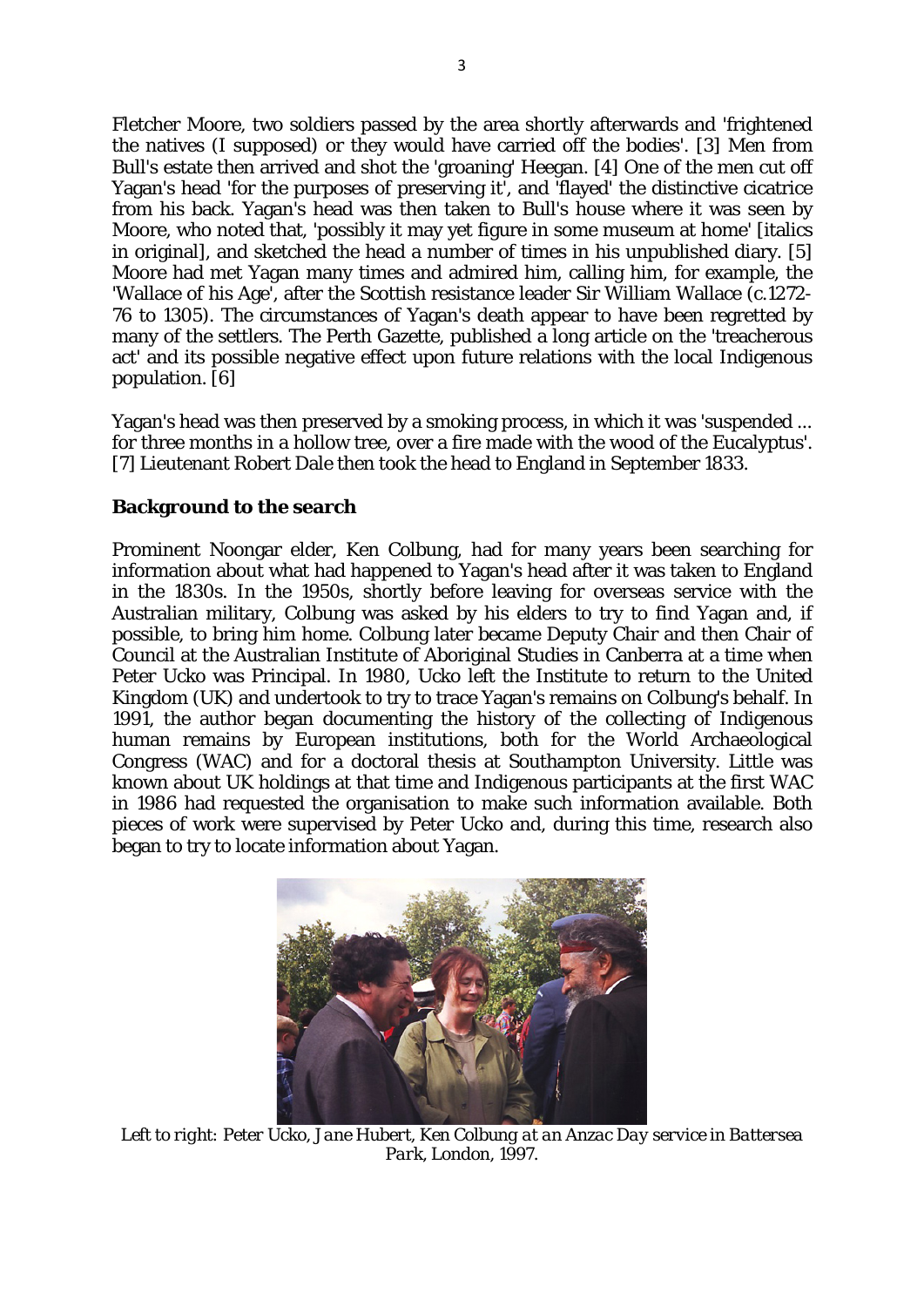Fletcher Moore, two soldiers passed by the area shortly afterwards and 'frightened the natives (I supposed) or they would have carried off the bodies'. [3] Men from Bull's estate then arrived and shot the 'groaning' Heegan. [4] One of the men cut off Yagan's head 'for the purposes of preserving it', and 'flayed' the distinctive cicatrice from his back. Yagan's head was then taken to Bull's house where it was seen by Moore, who noted that, 'possibly it may yet figure in some museum at home' [italics in original], and sketched the head a number of times in his unpublished diary. [5] Moore had met Yagan many times and admired him, calling him, for example, the 'Wallace of his Age', after the Scottish resistance leader Sir William Wallace (c.1272-76 to 1305). The circumstances of Yagan's death appear to have been regretted by many of the settlers. The Perth Gazette, published a long article on the 'treacherous act' and its possible negative effect upon future relations with the local Indigenous population. [6]

Yagan's head was then preserved by a smoking process, in which it was 'suspended ... for three months in a hollow tree, over a fire made with the wood of the Eucalyptus'. [7] Lieutenant Robert Dale then took the head to England in September 1833.

**Background to the search**

Prominent Noongar elder, Ken Colbung, had for many years been searching for information about what had happened to Yagan's head after it was taken to England in the 1830s. In the 1950s, shortly before leaving for overseas service with the Australian military, Colbung was asked by his elders to try to find Yagan and, if possible, to bring him home. Colbung later became Deputy Chair and then Chair of Council at the Australian Institute of Aboriginal Studies in Canberra at a time when Peter Ucko was Principal. In 1980, Ucko left the Institute to return to the United Kingdom (UK) and undertook to try to trace Yagan's remains on Colbung's behalf. In 1991, the author began documenting the history of the collecting of Indigenous human remains by European institutions, both for the World Archaeological Congress (WAC) and for a doctoral thesis at Southampton University. Little was known about UK holdings at that time and Indigenous participants at the first WAC in 1986 had requested the organisation to make such information available. Both pieces of work were supervised by Peter Ucko and, during this time, research also began to try to locate information about Yagan.

*Left to right: Peter Ucko, Jane Hubert, Ken Colbung at an Anzac Day service in Battersea Park, London, 1997.*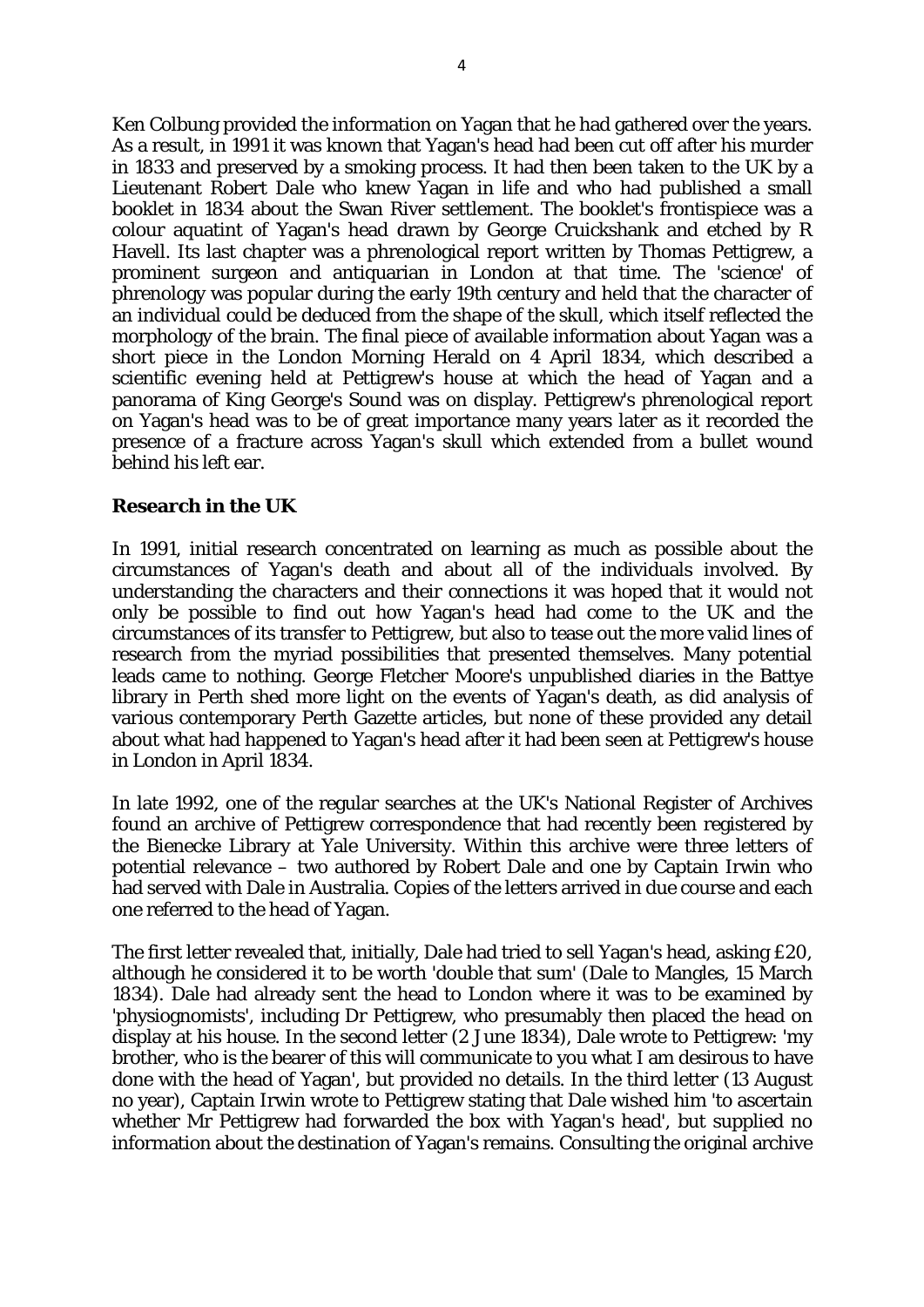Ken Colbung provided the information on Yagan that he had gathered over the years. As a result, in 1991 it was known that Yagan's head had been cut off after his murder in 1833 and preserved by a smoking process. It had then been taken to the UK by a Lieutenant Robert Dale who knew Yagan in life and who had published a small booklet in 1834 about the Swan River settlement. The booklet's frontispiece was a colour aquatint of Yagan's head drawn by George Cruickshank and etched by R Havell. Its last chapter was a phrenological report written by Thomas Pettigrew, a prominent surgeon and antiquarian in London at that time. The 'science' of phrenology was popular during the early 19th century and held that the character of an individual could be deduced from the shape of the skull, which itself reflected the morphology of the brain. The final piece of available information about Yagan was a short piece in the London Morning Herald on 4 April 1834, which described a scientific evening held at Pettigrew's house at which the head of Yagan and a panorama of King George's Sound was on display. Pettigrew's phrenological report on Yagan's head was to be of great importance many years later as it recorded the presence of a fracture across Yagan's skull which extended from a bullet wound behind his left ear.

### Research in the UK

In 1991, initial research concentrated on learning as much as possible about the circumstances of Yagan's death and about all of the individuals involved. By understanding the characters and their connections it was hoped that it would not only be possible to find out how Yagan's head had come to the UK and the circumstances of its transfer to Pettigrew, but also to tease out the more valid lines of research from the myriad possibilities that presented themselves. Many potential leads came to nothing. George Fletcher Moore's unpublished diaries in the Battye library in Perth shed more light on the events of Yagan's death, as did analysis of various contemporary Perth Gazette articles, but none of these provided any detail about what had happened to Yagan's head after it had been seen at Pettigrew's house in London in April 1834.

In late 1992, one of the regular searches at the UK's National Register of Archives found an archive of Pettigrew correspondence that had recently been registered by the Bienecke Library at Yale University. Within this archive were three letters of potential relevance – two authored by Robert Dale and one by Captain Irwin who had served with Dale in Australia. Copies of the letters arrived in due course and each one referred to the head of Yagan.

The first letter revealed that, initially, Dale had tried to sell Yagan's head, asking £20, although he considered it to be worth 'double that sum' (Dale to Mangles, 15 March 1834). Dale had already sent the head to London where it was to be examined by 'physiognomists', including Dr Pettigrew, who presumably then placed the head on display at his house. In the second letter (2 June 1834), Dale wrote to Pettigrew: 'my brother, who is the bearer of this will communicate to you what I am desirous to have done with the head of Yagan', but provided no details. In the third letter (13 August no year), Captain Irwin wrote to Pettigrew stating that Dale wished him 'to ascertain whether Mr Pettigrew had forwarded the box with Yagan's head', but supplied no information about the destination of Yagan's remains. Consulting the original archive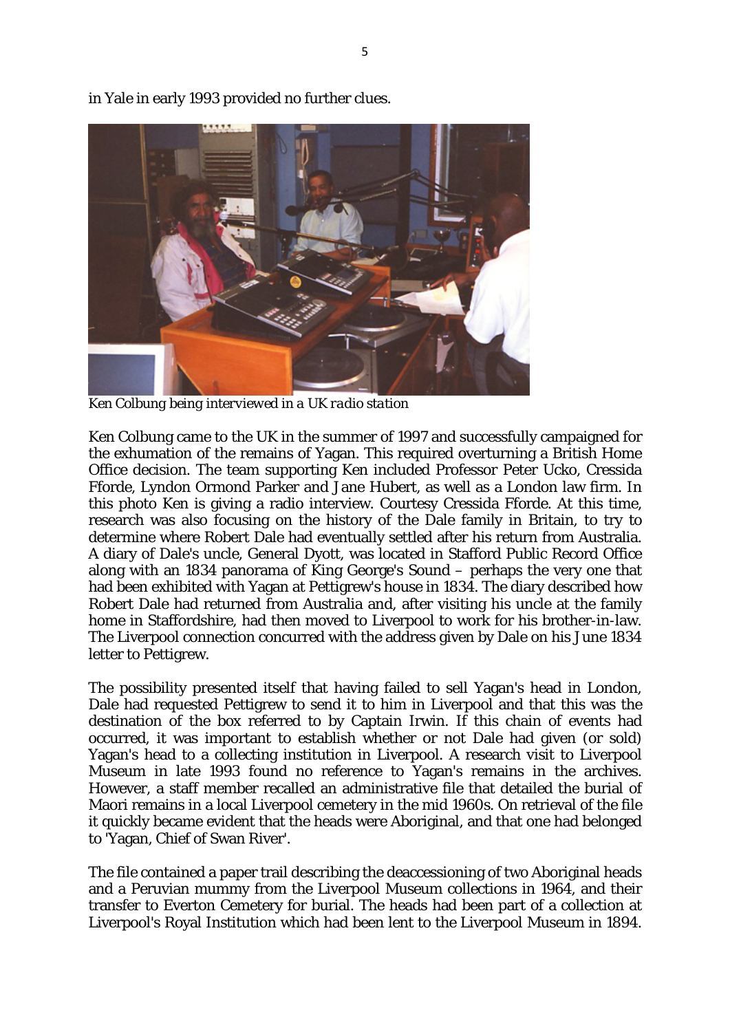in Yale in early 1993 provided no further clues.

*Ken Colbung being interviewed in a UK radio station*

Ken Colbung came to the UK in the summer of 1997 and successfully campaigned for the exhumation of the remains of Yagan. This required overturning a British Home Office decision. The team supporting Ken included Professor Peter Ucko, Cressida Fforde, Lyndon Ormond Parker and Jane Hubert, as well as a London law firm. In this photo Ken is giving a radio interview. Courtesy Cressida Fforde. At this time, research was also focusing on the history of the Dale family in Britain, to try to determine where Robert Dale had eventually settled after his return from Australia. A diary of Dale's uncle, General Dyott, was located in Stafford Public Record Office along with an 1834 panorama of King George's Sound – perhaps the very one that had been exhibited with Yagan at Pettigrew's house in 1834. The diary described how Robert Dale had returned from Australia and, after visiting his uncle at the family home in Staffordshire, had then moved to Liverpool to work for his brother-in-law. The Liverpool connection concurred with the address given by Dale on his June 1834 letter to Pettigrew.

The possibility presented itself that having failed to sell Yagan's head in London, Dale had requested Pettigrew to send it to him in Liverpool and that this was the destination of the box referred to by Captain Irwin. If this chain of events had occurred, it was important to establish whether or not Dale had given (or sold) Yagan's head to a collecting institution in Liverpool. A research visit to Liverpool Museum in late 1993 found no reference to Yagan's remains in the archives. However, a staff member recalled an administrative file that detailed the burial of Maori remains in a local Liverpool cemetery in the mid 1960s. On retrieval of the file it quickly became evident that the heads were Aboriginal, and that one had belonged to 'Yagan, Chief of Swan River'.

The file contained a paper trail describing the deaccessioning of two Aboriginal heads and a Peruvian mummy from the Liverpool Museum collections in 1964, and their transfer to Everton Cemetery for burial. The heads had been part of a collection at Liverpool's Royal Institution which had been lent to the Liverpool Museum in 1894.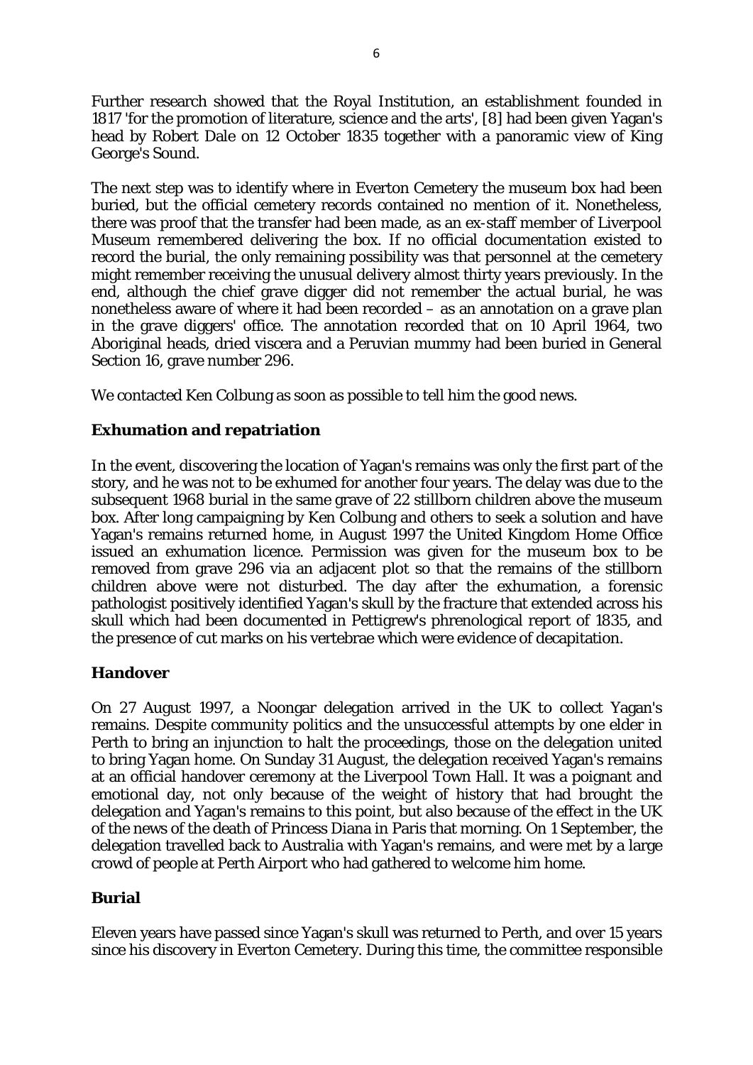Further research showed that the Royal Institution, an establishment founded in 1817 'for the promotion of literature, science and the arts', [8] had been given Yagan's head by Robert Dale on 12 October 1835 together with a panoramic view of King George's Sound.

The next step was to identify where in Everton Cemetery the museum box had been buried, but the official cemetery records contained no mention of it. Nonetheless, there was proof that the transfer had been made, as an ex-staff member of Liverpool Museum remembered delivering the box. If no official documentation existed to record the burial, the only remaining possibility was that personnel at the cemetery might remember receiving the unusual delivery almost thirty years previously. In the end, although the chief grave digger did not remember the actual burial, he was nonetheless aware of where it had been recorded – as an annotation on a grave plan in the grave diggers' office. The annotation recorded that on 10 April 1964, two Aboriginal heads, dried viscera and a Peruvian mummy had been buried in General Section 16, grave number 296.

We contacted Ken Colbung as soon as possible to tell him the good news.

## Exhumation and repatriation

In the event, discovering the location of Yagan's remains was only the first part of the story, and he was not to be exhumed for another four years. The delay was due to the subsequent 1968 burial in the same grave of 22 stillborn children above the museum box. After long campaigning by Ken Colbung and others to seek a solution and have Yagan's remains returned home, in August 1997 the United Kingdom Home Office issued an exhumation licence. Permission was given for the museum box to be removed from grave 296 via an adjacent plot so that the remains of the stillborn children above were not disturbed. The day after the exhumation, a forensic pathologist positively identified Yagan's skull by the fracture that extended across his skull which had been documented in Pettigrew's phrenological report of 1835, and the presence of cut marks on his vertebrae which were evidence of decapitation.

## Handover

On 27 August 1997, a Noongar delegation arrived in the UK to collect Yagan's remains. Despite community politics and the unsuccessful attempts by one elder in Perth to bring an injunction to halt the proceedings, those on the delegation united to bring Yagan home. On Sunday 31 August, the delegation received Yagan's remains at an official handover ceremony at the Liverpool Town Hall. It was a poignant and emotional day, not only because of the weight of history that had brought the delegation and Yagan's remains to this point, but also because of the effect in the UK of the news of the death of Princess Diana in Paris that morning. On 1 September, the delegation travelled back to Australia with Yagan's remains, and were met by a large crowd of people at Perth Airport who had gathered to welcome him home.

## Burial

Eleven years have passed since Yagan's skull was returned to Perth, and over 15 years since his discovery in Everton Cemetery. During this time, the committee responsible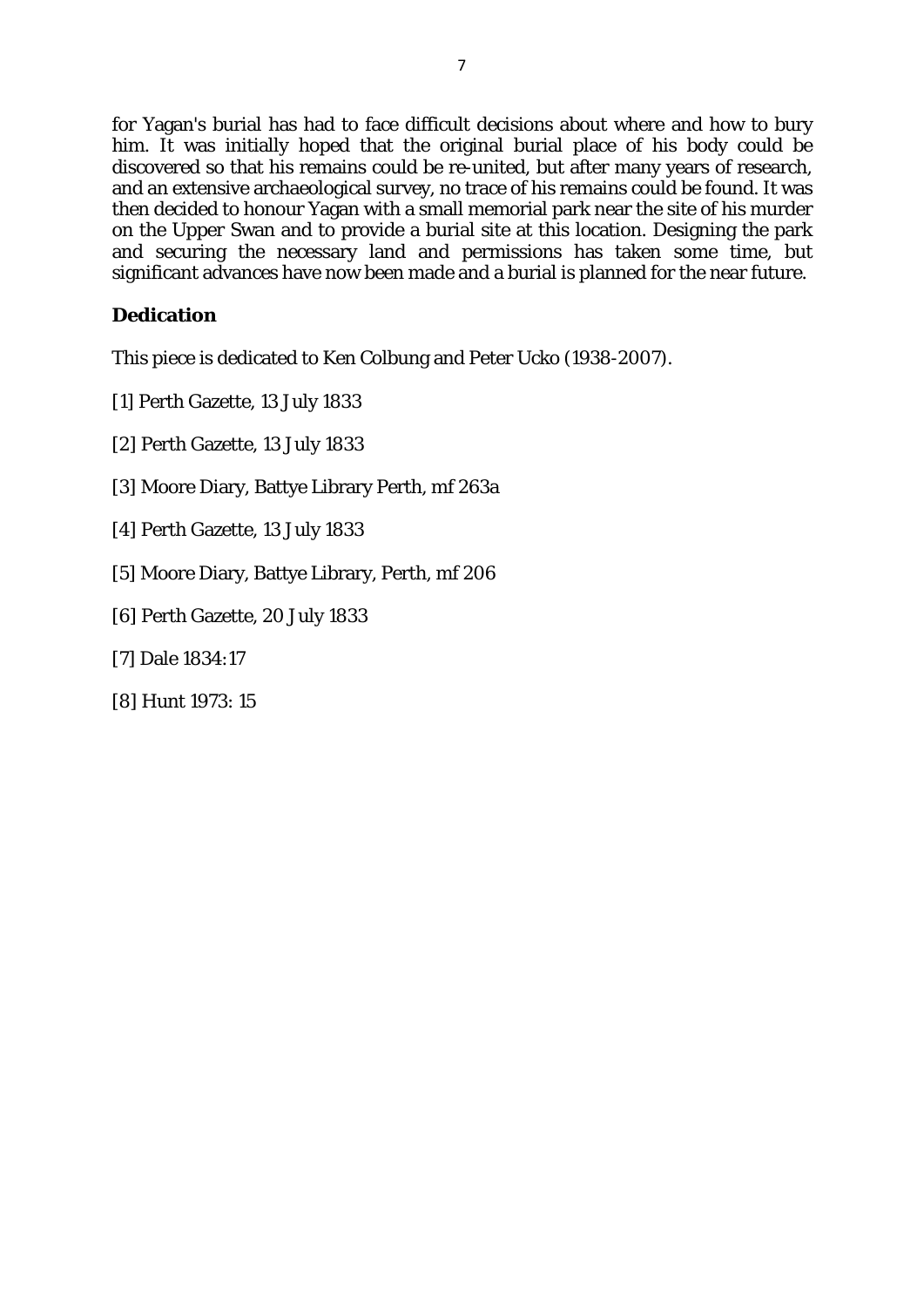for Yagan's burial has had to face difficult decisions about where and how to bury him. It was initially hoped that the original burial place of his body could be discovered so that his remains could be re-united, but after many years of research, and an extensive archaeological survey, no trace of his remains could be found. It was then decided to honour Yagan with a small memorial park near the site of his murder on the Upper Swan and to provide a burial site at this location. Designing the park and securing the necessary land and permissions has taken some time, but significant advances have now been made and a burial is planned for the near future.

### Dedication

This piece is dedicated to Ken Colbung and Peter Ucko (1938-2007).

[1] Perth Gazette, 13 July 1833

[2] Perth Gazette, 13 July 1833

[3] Moore Diary, Battye Library Perth, mf 263a

[4] Perth Gazette, 13 July 1833

[5] Moore Diary, Battye Library, Perth, mf 206

[6] Perth Gazette, 20 July 1833

[7] Dale 1834:17

[8] Hunt 1973: 15